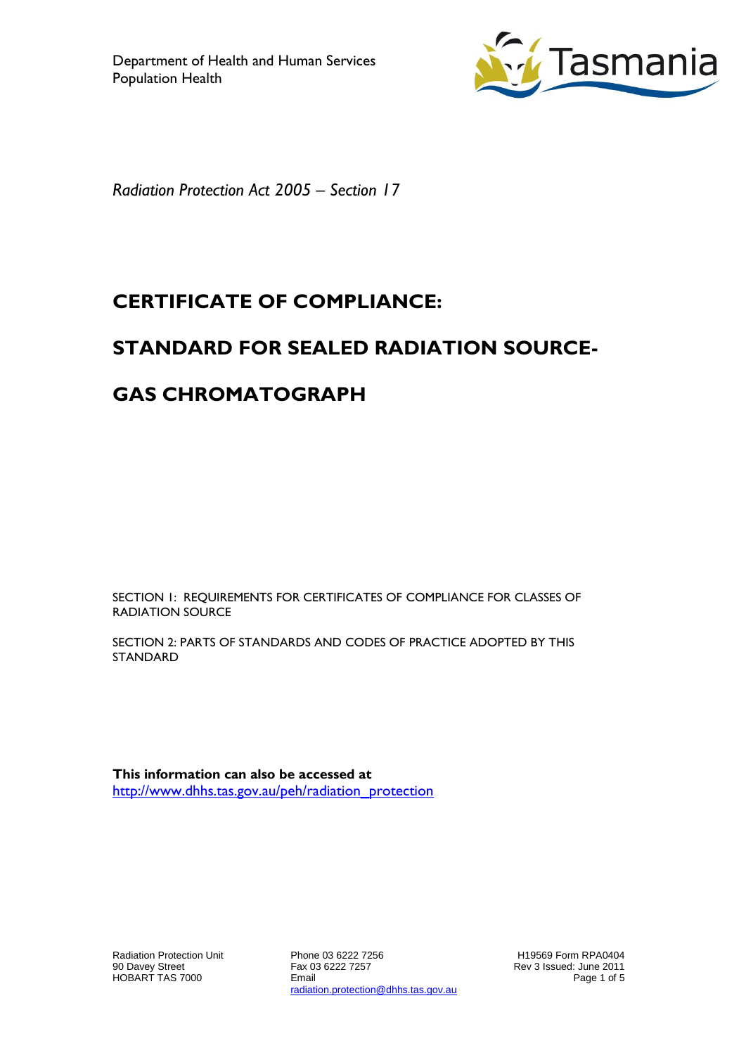Department of Health and Human Services
Population Health

*Radiation Protection Act 2005 – Section 17*

# CERTIFICATE OF COMPLIANCE:

# STANDARD FOR SEALED RADIATION SOURCE-

# GAS CHROMATOGRAPH

SECTION 1: REQUIREMENTS FOR CERTIFICATES OF COMPLIANCE FOR CLASSES OF RADIATION SOURCE

SECTION 2: PARTS OF STANDARDS AND CODES OF PRACTICE ADOPTED BY THIS STANDARD

**This information can also be accessed at**
[http://www.dhhs.tas.gov.au/peh/radiation_protection](http://www.dhhs.tas.gov.au/peh/radiation_protection)

Radiation Protection Unit
90 Davey Street
HOBART TAS 7000

Phone 03 6222 7256
Fax 03 6222 7257
Email
radiation.protection@dhhs.tas.gov.au

H19569 Form RPA0404
Rev 3 Issued: June 2011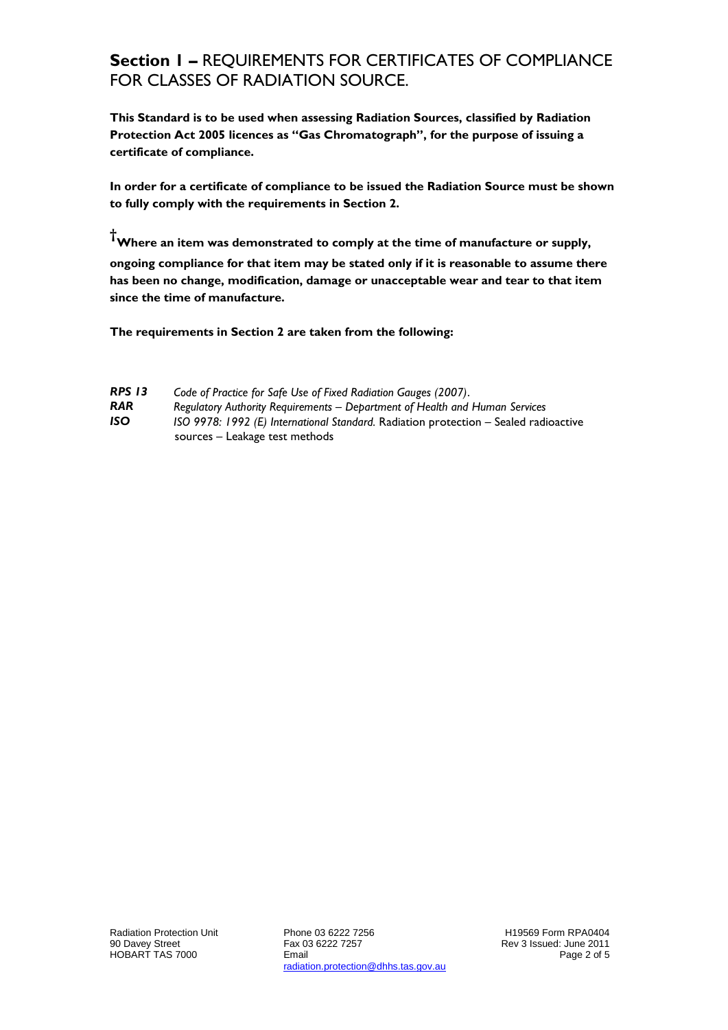## **Section 1 –** REQUIREMENTS FOR CERTIFICATES OF COMPLIANCE FOR CLASSES OF RADIATION SOURCE.

**This Standard is to be used when assessing Radiation Sources, classified by Radiation Protection Act 2005 licences as "Gas Chromatograph", for the purpose of issuing a certificate of compliance.**

**In order for a certificate of compliance to be issued the Radiation Source must be shown to fully comply with the requirements in Section 2.**

**†Where an item was demonstrated to comply at the time of manufacture or supply, ongoing compliance for that item may be stated only if it is reasonable to assume there has been no change, modification, damage or unacceptable wear and tear to that item since the time of manufacture.**

**The requirements in Section 2 are taken from the following:**

| | |
|---|---|
| ***RPS 13*** | *Code of Practice for Safe Use of Fixed Radiation Gauges (2007).* |
| ***RAR*** | *Regulatory Authority Requirements – Department of Health and Human Services* |
| ***ISO*** | *ISO 9978: 1992 (E) International Standard.* Radiation protection – Sealed radioactive sources – Leakage test methods |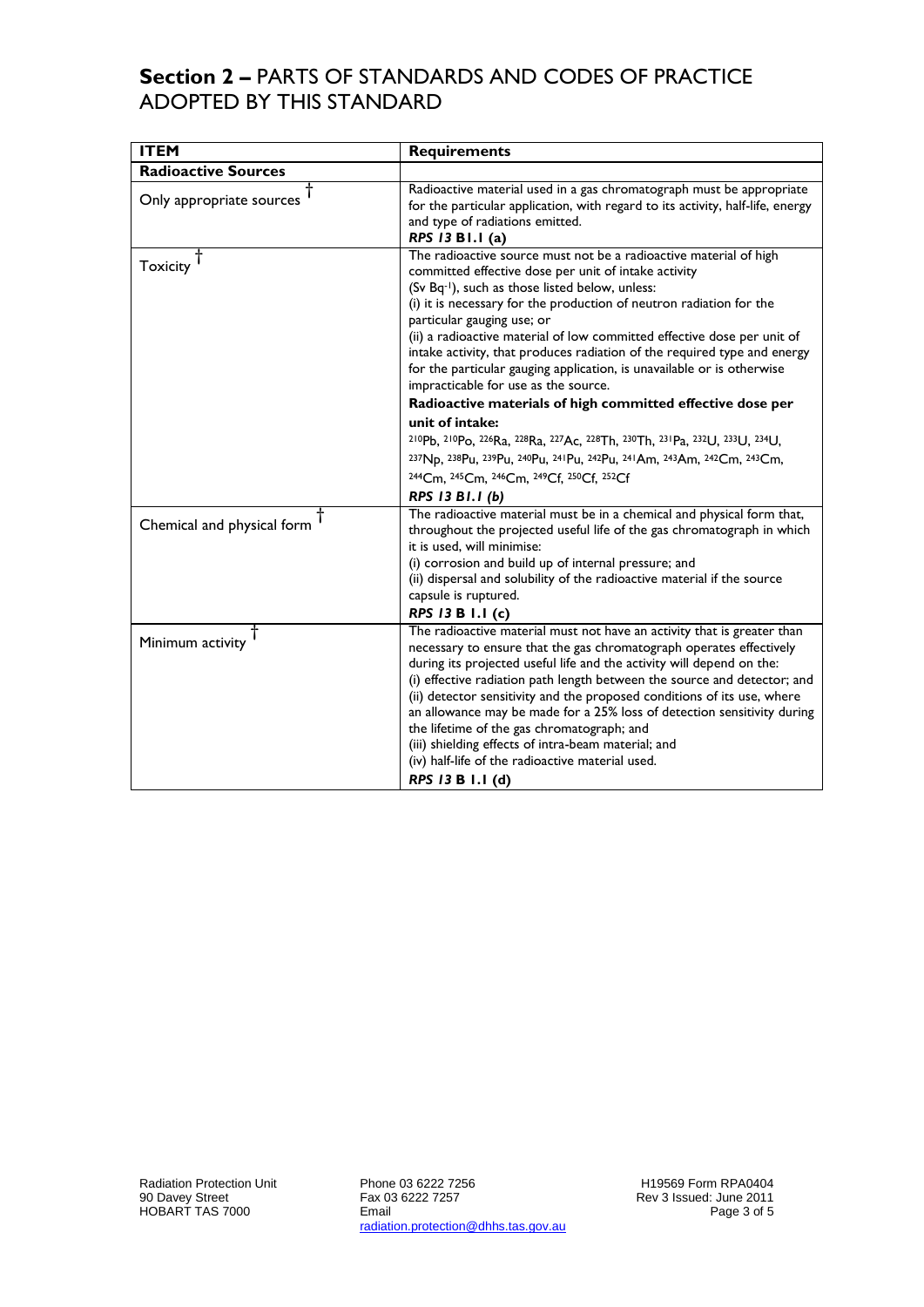## **Section 2 –** PARTS OF STANDARDS AND CODES OF PRACTICE ADOPTED BY THIS STANDARD

| ITEM | Requirements |
|---|---|
| **Radioactive Sources** | |
| Only appropriate sources † | Radioactive material used in a gas chromatograph must be appropriate for the particular application, with regard to its activity, half-life, energy and type of radiations emitted.<br>***RPS 13* B1.1 (a)** |
| Toxicity † | The radioactive source must not be a radioactive material of high committed effective dose per unit of intake activity ($Sv\ Bq^{-1}$), such as those listed below, unless:<br>(i) it is necessary for the production of neutron radiation for the particular gauging use; or<br>(ii) a radioactive material of low committed effective dose per unit of intake activity, that produces radiation of the required type and energy for the particular gauging application, is unavailable or is otherwise impracticable for use as the source.<br>**Radioactive materials of high committed effective dose per unit of intake:**<br>$^{210}Pb$, $^{210}Po$, $^{226}Ra$, $^{228}Ra$, $^{227}Ac$, $^{228}Th$, $^{230}Th$, $^{231}Pa$, $^{232}U$, $^{233}U$, $^{234}U$, $^{237}Np$, $^{238}Pu$, $^{239}Pu$, $^{240}Pu$, $^{241}Pu$, $^{242}Pu$, $^{241}Am$, $^{243}Am$, $^{242}Cm$, $^{243}Cm$, $^{244}Cm$, $^{245}Cm$, $^{246}Cm$, $^{249}Cf$, $^{250}Cf$, $^{252}Cf$<br>***RPS 13 B1.1 (b)*** |
| Chemical and physical form † | The radioactive material must be in a chemical and physical form that, throughout the projected useful life of the gas chromatograph in which it is used, will minimise:<br>(i) corrosion and build up of internal pressure; and<br>(ii) dispersal and solubility of the radioactive material if the source capsule is ruptured.<br>***RPS 13* B 1.1 (c)** |
| Minimum activity † | The radioactive material must not have an activity that is greater than necessary to ensure that the gas chromatograph operates effectively during its projected useful life and the activity will depend on the:<br>(i) effective radiation path length between the source and detector; and<br>(ii) detector sensitivity and the proposed conditions of its use, where an allowance may be made for a 25% loss of detection sensitivity during the lifetime of the gas chromatograph; and<br>(iii) shielding effects of intra-beam material; and<br>(iv) half-life of the radioactive material used.<br>***RPS 13* B 1.1 (d)** |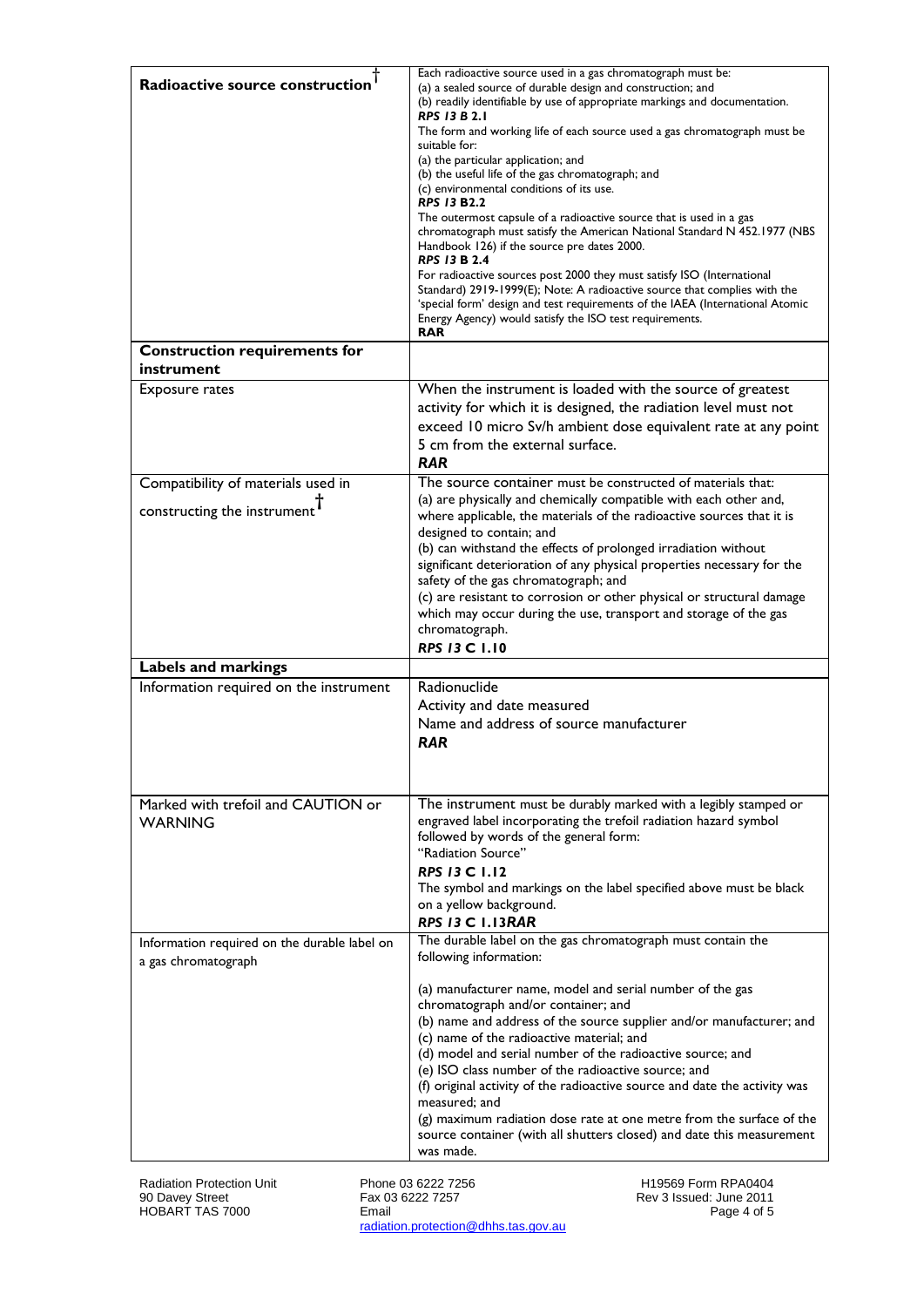| | |
|---|---|
| **Radioactive source construction** † | Each radioactive source used in a gas chromatograph must be:<br>(a) a sealed source of durable design and construction; and<br>(b) readily identifiable by use of appropriate markings and documentation.<br>***RPS 13* B 2.1**<br>The form and working life of each source used a gas chromatograph must be suitable for:<br>(a) the particular application; and<br>(b) the useful life of the gas chromatograph; and<br>(c) environmental conditions of its use.<br>***RPS 13* B2.2**<br>The outermost capsule of a radioactive source that is used in a gas chromatograph must satisfy the American National Standard N 452.1977 (NBS Handbook 126) if the source pre dates 2000.<br>***RPS 13* B 2.4**<br>For radioactive sources post 2000 they must satisfy ISO (International Standard) 2919-1999(E); Note: A radioactive source that complies with the 'special form' design and test requirements of the IAEA (International Atomic Energy Agency) would satisfy the ISO test requirements.<br>**RAR** |
| **Construction requirements for instrument** | |
| Exposure rates | When the instrument is loaded with the source of greatest activity for which it is designed, the radiation level must not exceed 10 micro Sv/h ambient dose equivalent rate at any point 5 cm from the external surface.<br>***RAR*** |
| Compatibility of materials used in constructing the instrument † | The source container must be constructed of materials that:<br>(a) are physically and chemically compatible with each other and, where applicable, the materials of the radioactive sources that it is designed to contain; and<br>(b) can withstand the effects of prolonged irradiation without significant deterioration of any physical properties necessary for the safety of the gas chromatograph; and<br>(c) are resistant to corrosion or other physical or structural damage which may occur during the use, transport and storage of the gas chromatograph.<br>***RPS 13* C 1.10** |
| **Labels and markings** | |
| Information required on the instrument | Radionuclide<br>Activity and date measured<br>Name and address of source manufacturer<br>***RAR*** |
| Marked with trefoil and CAUTION or WARNING | The instrument must be durably marked with a legibly stamped or engraved label incorporating the trefoil radiation hazard symbol followed by words of the general form:<br>"Radiation Source"<br>***RPS 13* C 1.12**<br>The symbol and markings on the label specified above must be black on a yellow background.<br>***RPS 13* C 1.13*RAR*** |
| Information required on the durable label on a gas chromatograph | The durable label on the gas chromatograph must contain the following information:<br><br>(a) manufacturer name, model and serial number of the gas chromatograph and/or container; and<br>(b) name and address of the source supplier and/or manufacturer; and<br>(c) name of the radioactive material; and<br>(d) model and serial number of the radioactive source; and<br>(e) ISO class number of the radioactive source; and<br>(f) original activity of the radioactive source and date the activity was measured; and<br>(g) maximum radiation dose rate at one metre from the surface of the source container (with all shutters closed) and date this measurement was made. |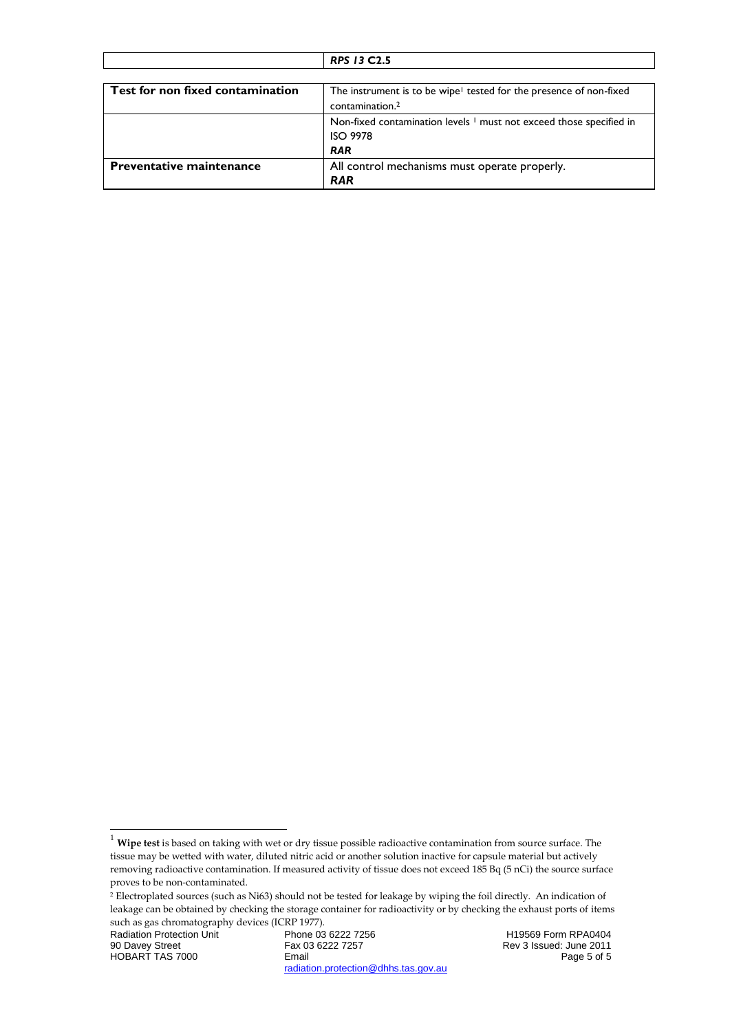| | |
|---|---|
| | ***RPS 13* C2.5** |

| | |
|---|---|
| **Test for non fixed contamination** | The instrument is to be wipe[1] tested for the presence of non-fixed contamination.[2] |
| | Non-fixed contamination levels [1] must not exceed those specified in ISO 9978<br>***RAR*** |
| **Preventative maintenance** | All control mechanisms must operate properly.<br>***RAR*** |

[1] **Wipe test** is based on taking with wet or dry tissue possible radioactive contamination from source surface. The tissue may be wetted with water, diluted nitric acid or another solution inactive for capsule material but actively removing radioactive contamination. If measured activity of tissue does not exceed 185 Bq (5 nCi) the source surface proves to be non-contaminated.

[2] Electroplated sources (such as Ni63) should not be tested for leakage by wiping the foil directly. An indication of leakage can be obtained by checking the storage container for radioactivity or by checking the exhaust ports of items such as gas chromatography devices (ICRP 1977).